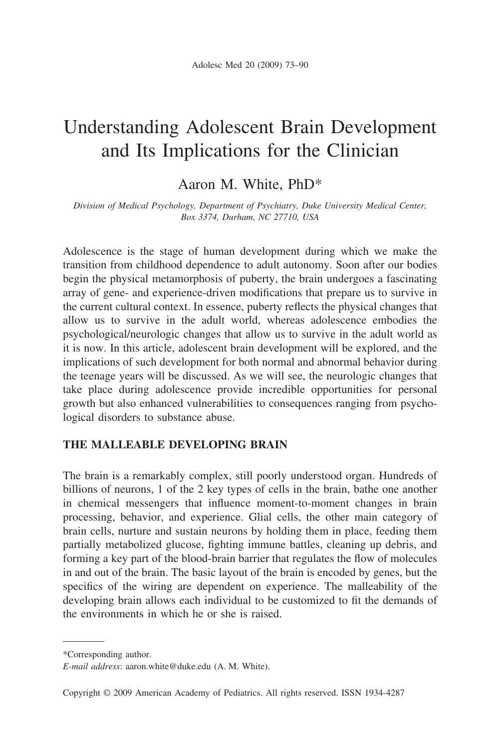# Understanding Adolescent Brain Development and Its Implications for the Clinician

Aaron M. White, PhD*

*Division of Medical Psychology, Department of Psychiatry, Duke University Medical Center, Box 3374, Durham, NC 27710, USA*

Adolescence is the stage of human development during which we make the transition from childhood dependence to adult autonomy. Soon after our bodies begin the physical metamorphosis of puberty, the brain undergoes a fascinating array of gene- and experience-driven modifications that prepare us to survive in the current cultural context. In essence, puberty reflects the physical changes that allow us to survive in the adult world, whereas adolescence embodies the psychological/neurologic changes that allow us to survive in the adult world as it is now. In this article, adolescent brain development will be explored, and the implications of such development for both normal and abnormal behavior during the teenage years will be discussed. As we will see, the neurologic changes that take place during adolescence provide incredible opportunities for personal growth but also enhanced vulnerabilities to consequences ranging from psychological disorders to substance abuse.

## THE MALLEABLE DEVELOPING BRAIN

The brain is a remarkably complex, still poorly understood organ. Hundreds of billions of neurons, 1 of the 2 key types of cells in the brain, bathe one another in chemical messengers that influence moment-to-moment changes in brain processing, behavior, and experience. Glial cells, the other main category of brain cells, nurture and sustain neurons by holding them in place, feeding them partially metabolized glucose, fighting immune battles, cleaning up debris, and forming a key part of the blood-brain barrier that regulates the flow of molecules in and out of the brain. The basic layout of the brain is encoded by genes, but the specifics of the wiring are dependent on experience. The malleability of the developing brain allows each individual to be customized to fit the demands of the environments in which he or she is raised.

*Corresponding author.

*E-mail address*: aaron.white@duke.edu (A. M. White).

Copyright © 2009 American Academy of Pediatrics. All rights reserved. ISSN 1934-4287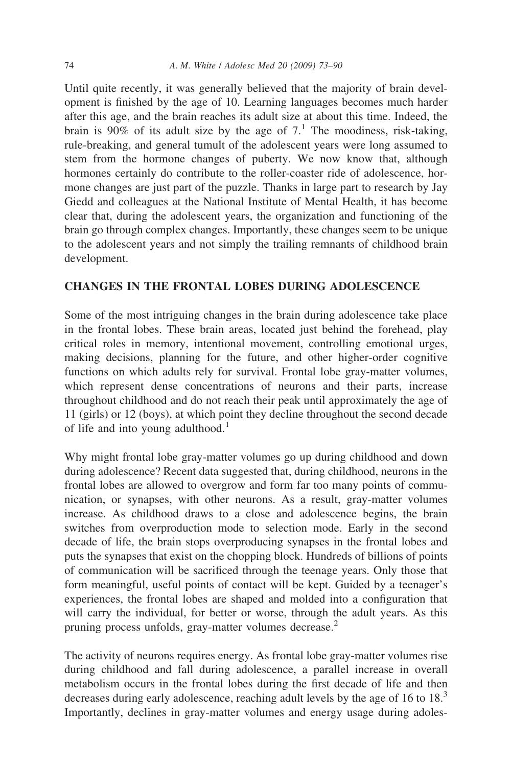Until quite recently, it was generally believed that the majority of brain development is finished by the age of 10. Learning languages becomes much harder after this age, and the brain reaches its adult size at about this time. Indeed, the brain is 90% of its adult size by the age of 7.[1] The moodiness, risk-taking, rule-breaking, and general tumult of the adolescent years were long assumed to stem from the hormone changes of puberty. We now know that, although hormones certainly do contribute to the roller-coaster ride of adolescence, hormone changes are just part of the puzzle. Thanks in large part to research by Jay Giedd and colleagues at the National Institute of Mental Health, it has become clear that, during the adolescent years, the organization and functioning of the brain go through complex changes. Importantly, these changes seem to be unique to the adolescent years and not simply the trailing remnants of childhood brain development.

## CHANGES IN THE FRONTAL LOBES DURING ADOLESCENCE

Some of the most intriguing changes in the brain during adolescence take place in the frontal lobes. These brain areas, located just behind the forehead, play critical roles in memory, intentional movement, controlling emotional urges, making decisions, planning for the future, and other higher-order cognitive functions on which adults rely for survival. Frontal lobe gray-matter volumes, which represent dense concentrations of neurons and their parts, increase throughout childhood and do not reach their peak until approximately the age of 11 (girls) or 12 (boys), at which point they decline throughout the second decade of life and into young adulthood.[1]

Why might frontal lobe gray-matter volumes go up during childhood and down during adolescence? Recent data suggested that, during childhood, neurons in the frontal lobes are allowed to overgrow and form far too many points of communication, or synapses, with other neurons. As a result, gray-matter volumes increase. As childhood draws to a close and adolescence begins, the brain switches from overproduction mode to selection mode. Early in the second decade of life, the brain stops overproducing synapses in the frontal lobes and puts the synapses that exist on the chopping block. Hundreds of billions of points of communication will be sacrificed through the teenage years. Only those that form meaningful, useful points of contact will be kept. Guided by a teenager's experiences, the frontal lobes are shaped and molded into a configuration that will carry the individual, for better or worse, through the adult years. As this pruning process unfolds, gray-matter volumes decrease.[2]

The activity of neurons requires energy. As frontal lobe gray-matter volumes rise during childhood and fall during adolescence, a parallel increase in overall metabolism occurs in the frontal lobes during the first decade of life and then decreases during early adolescence, reaching adult levels by the age of 16 to 18.[3] Importantly, declines in gray-matter volumes and energy usage during adoles-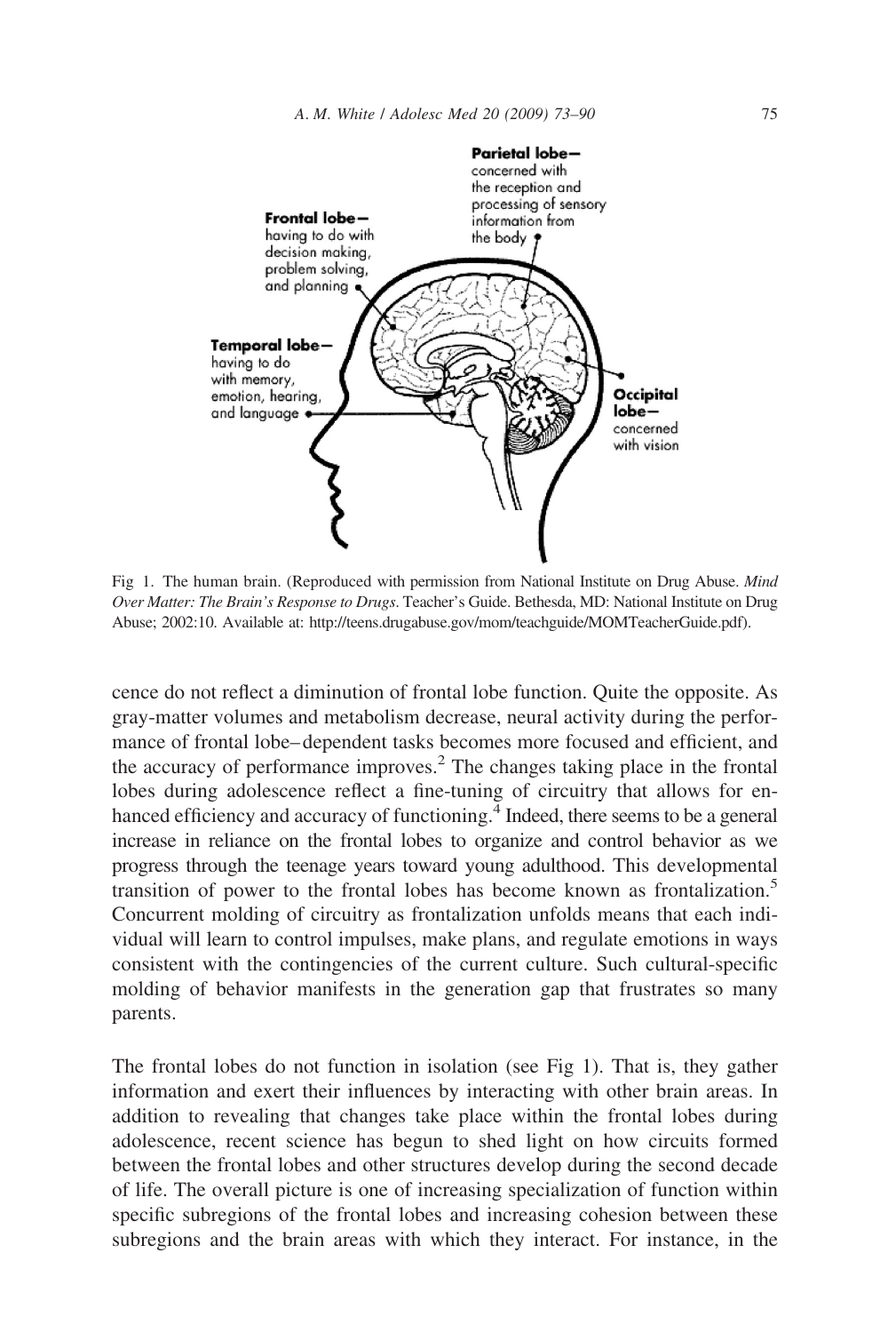Fig 1. The human brain. (Reproduced with permission from National Institute on Drug Abuse. *Mind Over Matter: The Brain's Response to Drugs*. Teacher's Guide. Bethesda, MD: National Institute on Drug Abuse; 2002:10. Available at: http://teens.drugabuse.gov/mom/teachguide/MOMTeacherGuide.pdf).

cence do not reflect a diminution of frontal lobe function. Quite the opposite. As gray-matter volumes and metabolism decrease, neural activity during the performance of frontal lobe–dependent tasks becomes more focused and efficient, and the accuracy of performance improves.[2] The changes taking place in the frontal lobes during adolescence reflect a fine-tuning of circuitry that allows for enhanced efficiency and accuracy of functioning.[4] Indeed, there seems to be a general increase in reliance on the frontal lobes to organize and control behavior as we progress through the teenage years toward young adulthood. This developmental transition of power to the frontal lobes has become known as frontalization.[5] Concurrent molding of circuitry as frontalization unfolds means that each individual will learn to control impulses, make plans, and regulate emotions in ways consistent with the contingencies of the current culture. Such cultural-specific molding of behavior manifests in the generation gap that frustrates so many parents.

The frontal lobes do not function in isolation (see Fig 1). That is, they gather information and exert their influences by interacting with other brain areas. In addition to revealing that changes take place within the frontal lobes during adolescence, recent science has begun to shed light on how circuits formed between the frontal lobes and other structures develop during the second decade of life. The overall picture is one of increasing specialization of function within specific subregions of the frontal lobes and increasing cohesion between these subregions and the brain areas with which they interact. For instance, in the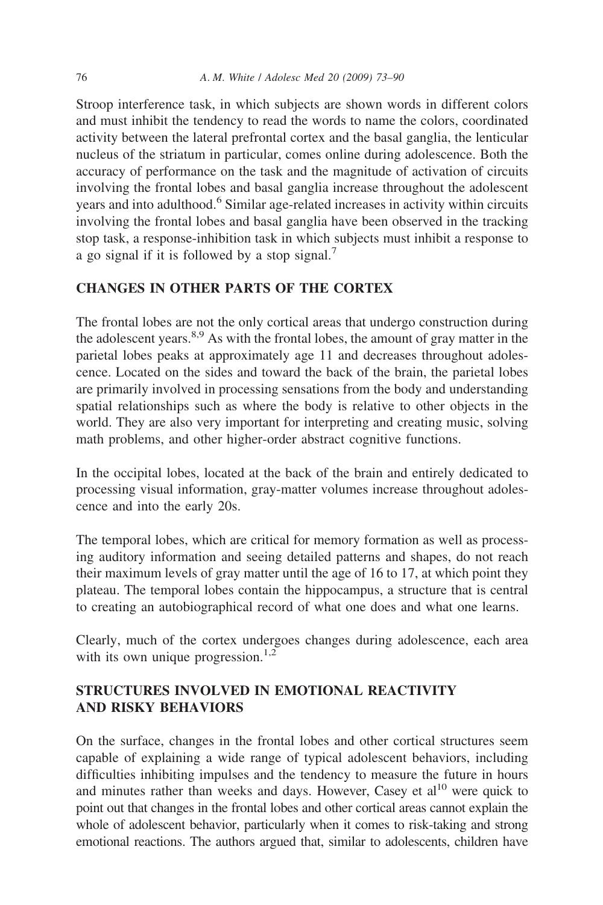Stroop interference task, in which subjects are shown words in different colors and must inhibit the tendency to read the words to name the colors, coordinated activity between the lateral prefrontal cortex and the basal ganglia, the lenticular nucleus of the striatum in particular, comes online during adolescence. Both the accuracy of performance on the task and the magnitude of activation of circuits involving the frontal lobes and basal ganglia increase throughout the adolescent years and into adulthood.[6] Similar age-related increases in activity within circuits involving the frontal lobes and basal ganglia have been observed in the tracking stop task, a response-inhibition task in which subjects must inhibit a response to a go signal if it is followed by a stop signal.[7]

## CHANGES IN OTHER PARTS OF THE CORTEX

The frontal lobes are not the only cortical areas that undergo construction during the adolescent years.[8,9] As with the frontal lobes, the amount of gray matter in the parietal lobes peaks at approximately age 11 and decreases throughout adolescence. Located on the sides and toward the back of the brain, the parietal lobes are primarily involved in processing sensations from the body and understanding spatial relationships such as where the body is relative to other objects in the world. They are also very important for interpreting and creating music, solving math problems, and other higher-order abstract cognitive functions.

In the occipital lobes, located at the back of the brain and entirely dedicated to processing visual information, gray-matter volumes increase throughout adolescence and into the early 20s.

The temporal lobes, which are critical for memory formation as well as processing auditory information and seeing detailed patterns and shapes, do not reach their maximum levels of gray matter until the age of 16 to 17, at which point they plateau. The temporal lobes contain the hippocampus, a structure that is central to creating an autobiographical record of what one does and what one learns.

Clearly, much of the cortex undergoes changes during adolescence, each area with its own unique progression.[1,2]

## STRUCTURES INVOLVED IN EMOTIONAL REACTIVITY AND RISKY BEHAVIORS

On the surface, changes in the frontal lobes and other cortical structures seem capable of explaining a wide range of typical adolescent behaviors, including difficulties inhibiting impulses and the tendency to measure the future in hours and minutes rather than weeks and days. However, Casey et al[10] were quick to point out that changes in the frontal lobes and other cortical areas cannot explain the whole of adolescent behavior, particularly when it comes to risk-taking and strong emotional reactions. The authors argued that, similar to adolescents, children have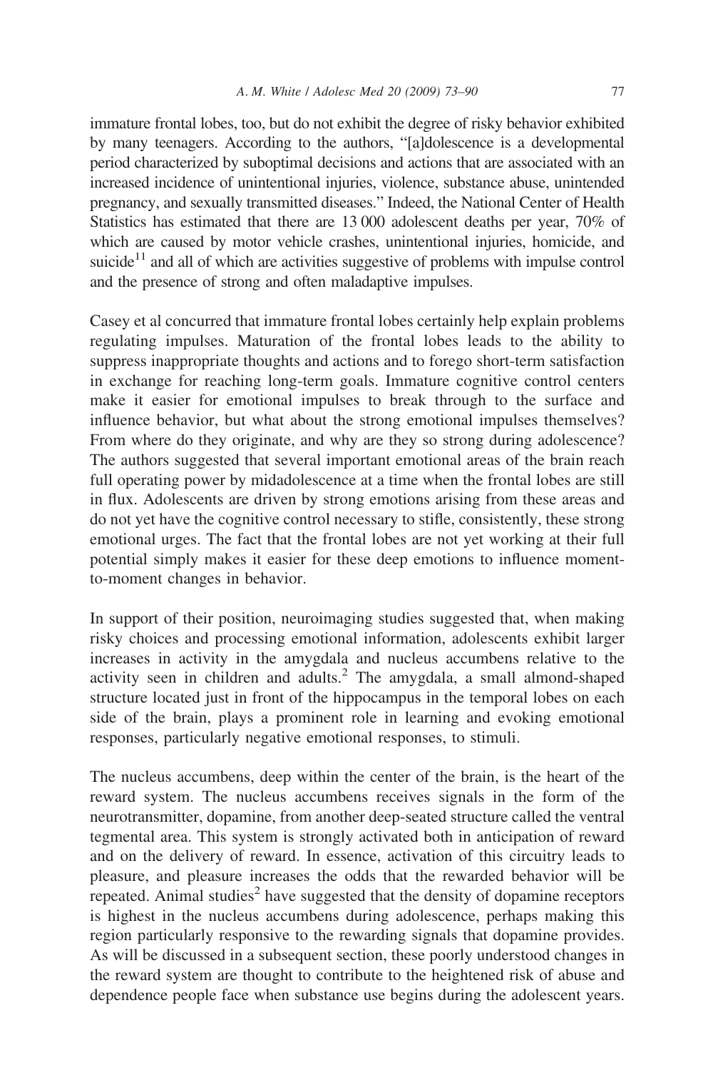immature frontal lobes, too, but do not exhibit the degree of risky behavior exhibited by many teenagers. According to the authors, "[a]dolescence is a developmental period characterized by suboptimal decisions and actions that are associated with an increased incidence of unintentional injuries, violence, substance abuse, unintended pregnancy, and sexually transmitted diseases." Indeed, the National Center of Health Statistics has estimated that there are 13 000 adolescent deaths per year, 70% of which are caused by motor vehicle crashes, unintentional injuries, homicide, and suicide[11] and all of which are activities suggestive of problems with impulse control and the presence of strong and often maladaptive impulses.

Casey et al concurred that immature frontal lobes certainly help explain problems regulating impulses. Maturation of the frontal lobes leads to the ability to suppress inappropriate thoughts and actions and to forego short-term satisfaction in exchange for reaching long-term goals. Immature cognitive control centers make it easier for emotional impulses to break through to the surface and influence behavior, but what about the strong emotional impulses themselves? From where do they originate, and why are they so strong during adolescence? The authors suggested that several important emotional areas of the brain reach full operating power by midadolescence at a time when the frontal lobes are still in flux. Adolescents are driven by strong emotions arising from these areas and do not yet have the cognitive control necessary to stifle, consistently, these strong emotional urges. The fact that the frontal lobes are not yet working at their full potential simply makes it easier for these deep emotions to influence moment-to-moment changes in behavior.

In support of their position, neuroimaging studies suggested that, when making risky choices and processing emotional information, adolescents exhibit larger increases in activity in the amygdala and nucleus accumbens relative to the activity seen in children and adults.[2] The amygdala, a small almond-shaped structure located just in front of the hippocampus in the temporal lobes on each side of the brain, plays a prominent role in learning and evoking emotional responses, particularly negative emotional responses, to stimuli.

The nucleus accumbens, deep within the center of the brain, is the heart of the reward system. The nucleus accumbens receives signals in the form of the neurotransmitter, dopamine, from another deep-seated structure called the ventral tegmental area. This system is strongly activated both in anticipation of reward and on the delivery of reward. In essence, activation of this circuitry leads to pleasure, and pleasure increases the odds that the rewarded behavior will be repeated. Animal studies[2] have suggested that the density of dopamine receptors is highest in the nucleus accumbens during adolescence, perhaps making this region particularly responsive to the rewarding signals that dopamine provides. As will be discussed in a subsequent section, these poorly understood changes in the reward system are thought to contribute to the heightened risk of abuse and dependence people face when substance use begins during the adolescent years.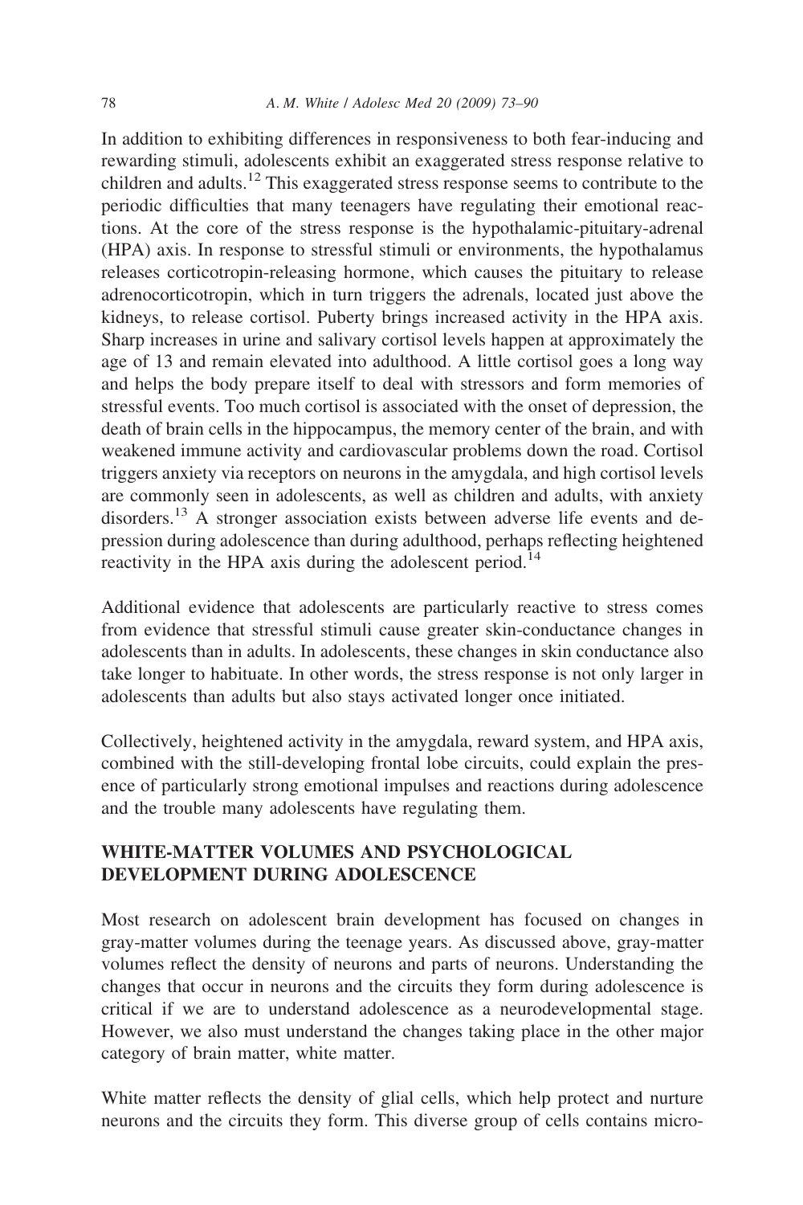In addition to exhibiting differences in responsiveness to both fear-inducing and rewarding stimuli, adolescents exhibit an exaggerated stress response relative to children and adults.[12] This exaggerated stress response seems to contribute to the periodic difficulties that many teenagers have regulating their emotional reactions. At the core of the stress response is the hypothalamic-pituitary-adrenal (HPA) axis. In response to stressful stimuli or environments, the hypothalamus releases corticotropin-releasing hormone, which causes the pituitary to release adrenocorticotropin, which in turn triggers the adrenals, located just above the kidneys, to release cortisol. Puberty brings increased activity in the HPA axis. Sharp increases in urine and salivary cortisol levels happen at approximately the age of 13 and remain elevated into adulthood. A little cortisol goes a long way and helps the body prepare itself to deal with stressors and form memories of stressful events. Too much cortisol is associated with the onset of depression, the death of brain cells in the hippocampus, the memory center of the brain, and with weakened immune activity and cardiovascular problems down the road. Cortisol triggers anxiety via receptors on neurons in the amygdala, and high cortisol levels are commonly seen in adolescents, as well as children and adults, with anxiety disorders.[13] A stronger association exists between adverse life events and depression during adolescence than during adulthood, perhaps reflecting heightened reactivity in the HPA axis during the adolescent period.[14]

Additional evidence that adolescents are particularly reactive to stress comes from evidence that stressful stimuli cause greater skin-conductance changes in adolescents than in adults. In adolescents, these changes in skin conductance also take longer to habituate. In other words, the stress response is not only larger in adolescents than adults but also stays activated longer once initiated.

Collectively, heightened activity in the amygdala, reward system, and HPA axis, combined with the still-developing frontal lobe circuits, could explain the presence of particularly strong emotional impulses and reactions during adolescence and the trouble many adolescents have regulating them.

## WHITE-MATTER VOLUMES AND PSYCHOLOGICAL DEVELOPMENT DURING ADOLESCENCE

Most research on adolescent brain development has focused on changes in gray-matter volumes during the teenage years. As discussed above, gray-matter volumes reflect the density of neurons and parts of neurons. Understanding the changes that occur in neurons and the circuits they form during adolescence is critical if we are to understand adolescence as a neurodevelopmental stage. However, we also must understand the changes taking place in the other major category of brain matter, white matter.

White matter reflects the density of glial cells, which help protect and nurture neurons and the circuits they form. This diverse group of cells contains micro-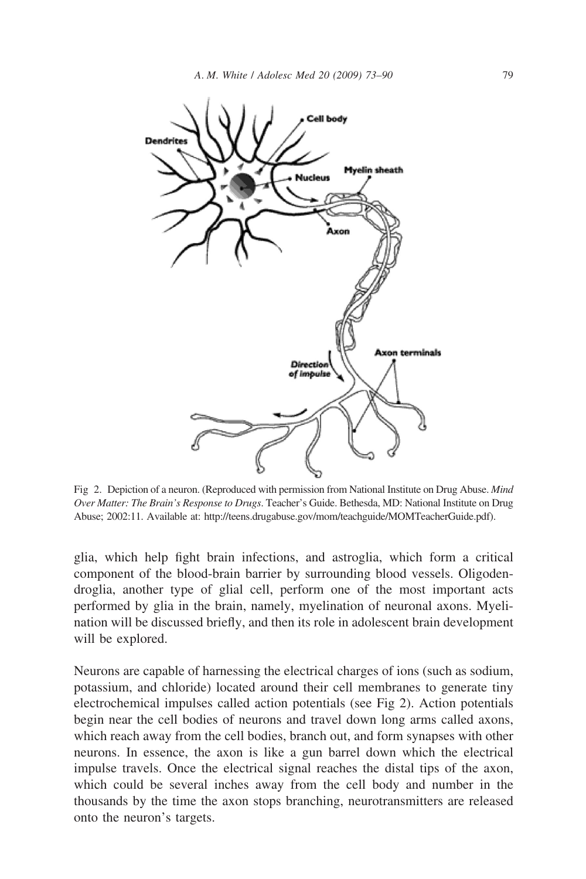Fig 2. Depiction of a neuron. (Reproduced with permission from National Institute on Drug Abuse. *Mind Over Matter: The Brain's Response to Drugs*. Teacher's Guide. Bethesda, MD: National Institute on Drug Abuse; 2002:11. Available at: http://teens.drugabuse.gov/mom/teachguide/MOMTeacherGuide.pdf).

glia, which help fight brain infections, and astroglia, which form a critical component of the blood-brain barrier by surrounding blood vessels. Oligodendroglia, another type of glial cell, perform one of the most important acts performed by glia in the brain, namely, myelination of neuronal axons. Myelination will be discussed briefly, and then its role in adolescent brain development will be explored.

Neurons are capable of harnessing the electrical charges of ions (such as sodium, potassium, and chloride) located around their cell membranes to generate tiny electrochemical impulses called action potentials (see Fig 2). Action potentials begin near the cell bodies of neurons and travel down long arms called axons, which reach away from the cell bodies, branch out, and form synapses with other neurons. In essence, the axon is like a gun barrel down which the electrical impulse travels. Once the electrical signal reaches the distal tips of the axon, which could be several inches away from the cell body and number in the thousands by the time the axon stops branching, neurotransmitters are released onto the neuron's targets.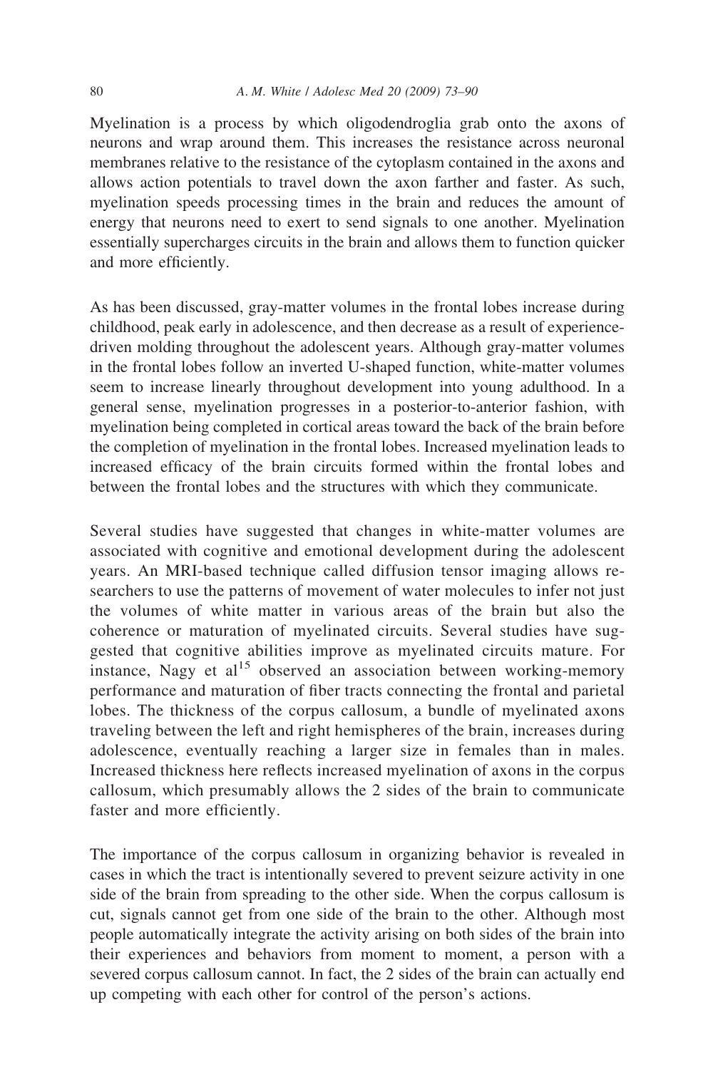Myelination is a process by which oligodendroglia grab onto the axons of neurons and wrap around them. This increases the resistance across neuronal membranes relative to the resistance of the cytoplasm contained in the axons and allows action potentials to travel down the axon farther and faster. As such, myelination speeds processing times in the brain and reduces the amount of energy that neurons need to exert to send signals to one another. Myelination essentially supercharges circuits in the brain and allows them to function quicker and more efficiently.

As has been discussed, gray-matter volumes in the frontal lobes increase during childhood, peak early in adolescence, and then decrease as a result of experience-driven molding throughout the adolescent years. Although gray-matter volumes in the frontal lobes follow an inverted U-shaped function, white-matter volumes seem to increase linearly throughout development into young adulthood. In a general sense, myelination progresses in a posterior-to-anterior fashion, with myelination being completed in cortical areas toward the back of the brain before the completion of myelination in the frontal lobes. Increased myelination leads to increased efficacy of the brain circuits formed within the frontal lobes and between the frontal lobes and the structures with which they communicate.

Several studies have suggested that changes in white-matter volumes are associated with cognitive and emotional development during the adolescent years. An MRI-based technique called diffusion tensor imaging allows researchers to use the patterns of movement of water molecules to infer not just the volumes of white matter in various areas of the brain but also the coherence or maturation of myelinated circuits. Several studies have suggested that cognitive abilities improve as myelinated circuits mature. For instance, Nagy et al[15] observed an association between working-memory performance and maturation of fiber tracts connecting the frontal and parietal lobes. The thickness of the corpus callosum, a bundle of myelinated axons traveling between the left and right hemispheres of the brain, increases during adolescence, eventually reaching a larger size in females than in males. Increased thickness here reflects increased myelination of axons in the corpus callosum, which presumably allows the 2 sides of the brain to communicate faster and more efficiently.

The importance of the corpus callosum in organizing behavior is revealed in cases in which the tract is intentionally severed to prevent seizure activity in one side of the brain from spreading to the other side. When the corpus callosum is cut, signals cannot get from one side of the brain to the other. Although most people automatically integrate the activity arising on both sides of the brain into their experiences and behaviors from moment to moment, a person with a severed corpus callosum cannot. In fact, the 2 sides of the brain can actually end up competing with each other for control of the person's actions.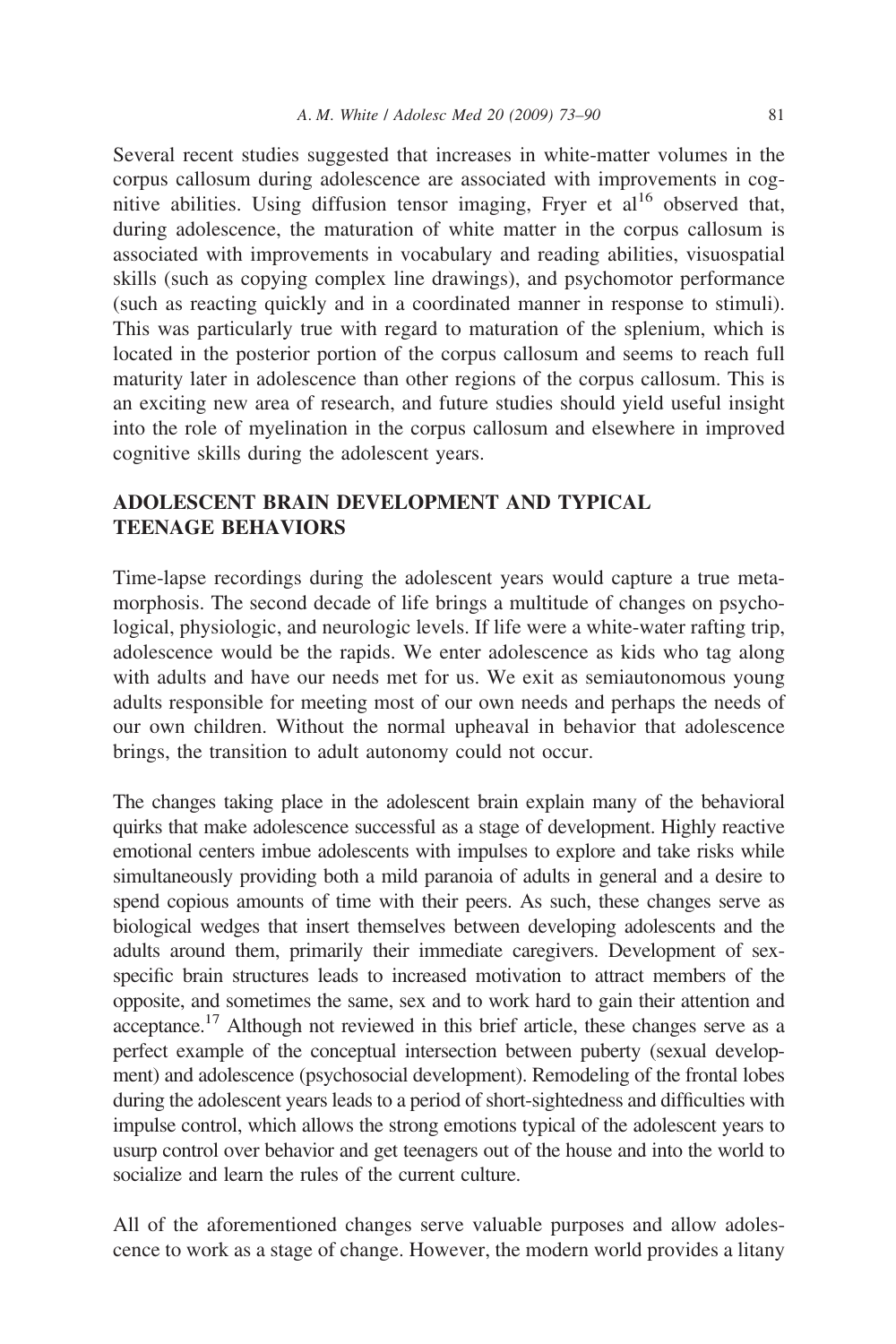Several recent studies suggested that increases in white-matter volumes in the corpus callosum during adolescence are associated with improvements in cognitive abilities. Using diffusion tensor imaging, Fryer et al[16] observed that, during adolescence, the maturation of white matter in the corpus callosum is associated with improvements in vocabulary and reading abilities, visuospatial skills (such as copying complex line drawings), and psychomotor performance (such as reacting quickly and in a coordinated manner in response to stimuli). This was particularly true with regard to maturation of the splenium, which is located in the posterior portion of the corpus callosum and seems to reach full maturity later in adolescence than other regions of the corpus callosum. This is an exciting new area of research, and future studies should yield useful insight into the role of myelination in the corpus callosum and elsewhere in improved cognitive skills during the adolescent years.

## ADOLESCENT BRAIN DEVELOPMENT AND TYPICAL TEENAGE BEHAVIORS

Time-lapse recordings during the adolescent years would capture a true metamorphosis. The second decade of life brings a multitude of changes on psychological, physiologic, and neurologic levels. If life were a white-water rafting trip, adolescence would be the rapids. We enter adolescence as kids who tag along with adults and have our needs met for us. We exit as semiautonomous young adults responsible for meeting most of our own needs and perhaps the needs of our own children. Without the normal upheaval in behavior that adolescence brings, the transition to adult autonomy could not occur.

The changes taking place in the adolescent brain explain many of the behavioral quirks that make adolescence successful as a stage of development. Highly reactive emotional centers imbue adolescents with impulses to explore and take risks while simultaneously providing both a mild paranoia of adults in general and a desire to spend copious amounts of time with their peers. As such, these changes serve as biological wedges that insert themselves between developing adolescents and the adults around them, primarily their immediate caregivers. Development of sex-specific brain structures leads to increased motivation to attract members of the opposite, and sometimes the same, sex and to work hard to gain their attention and acceptance.[17] Although not reviewed in this brief article, these changes serve as a perfect example of the conceptual intersection between puberty (sexual development) and adolescence (psychosocial development). Remodeling of the frontal lobes during the adolescent years leads to a period of short-sightedness and difficulties with impulse control, which allows the strong emotions typical of the adolescent years to usurp control over behavior and get teenagers out of the house and into the world to socialize and learn the rules of the current culture.

All of the aforementioned changes serve valuable purposes and allow adolescence to work as a stage of change. However, the modern world provides a litany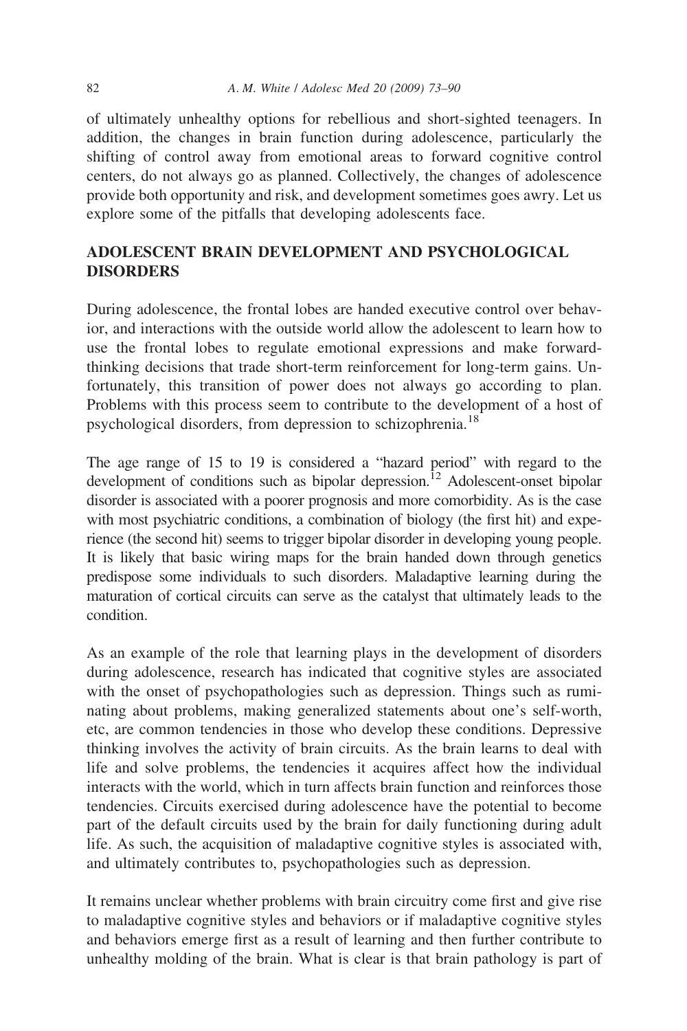of ultimately unhealthy options for rebellious and short-sighted teenagers. In addition, the changes in brain function during adolescence, particularly the shifting of control away from emotional areas to forward cognitive control centers, do not always go as planned. Collectively, the changes of adolescence provide both opportunity and risk, and development sometimes goes awry. Let us explore some of the pitfalls that developing adolescents face.

## ADOLESCENT BRAIN DEVELOPMENT AND PSYCHOLOGICAL DISORDERS

During adolescence, the frontal lobes are handed executive control over behavior, and interactions with the outside world allow the adolescent to learn how to use the frontal lobes to regulate emotional expressions and make forward-thinking decisions that trade short-term reinforcement for long-term gains. Unfortunately, this transition of power does not always go according to plan. Problems with this process seem to contribute to the development of a host of psychological disorders, from depression to schizophrenia.[18]

The age range of 15 to 19 is considered a "hazard period" with regard to the development of conditions such as bipolar depression.[12] Adolescent-onset bipolar disorder is associated with a poorer prognosis and more comorbidity. As is the case with most psychiatric conditions, a combination of biology (the first hit) and experience (the second hit) seems to trigger bipolar disorder in developing young people. It is likely that basic wiring maps for the brain handed down through genetics predispose some individuals to such disorders. Maladaptive learning during the maturation of cortical circuits can serve as the catalyst that ultimately leads to the condition.

As an example of the role that learning plays in the development of disorders during adolescence, research has indicated that cognitive styles are associated with the onset of psychopathologies such as depression. Things such as ruminating about problems, making generalized statements about one's self-worth, etc, are common tendencies in those who develop these conditions. Depressive thinking involves the activity of brain circuits. As the brain learns to deal with life and solve problems, the tendencies it acquires affect how the individual interacts with the world, which in turn affects brain function and reinforces those tendencies. Circuits exercised during adolescence have the potential to become part of the default circuits used by the brain for daily functioning during adult life. As such, the acquisition of maladaptive cognitive styles is associated with, and ultimately contributes to, psychopathologies such as depression.

It remains unclear whether problems with brain circuitry come first and give rise to maladaptive cognitive styles and behaviors or if maladaptive cognitive styles and behaviors emerge first as a result of learning and then further contribute to unhealthy molding of the brain. What is clear is that brain pathology is part of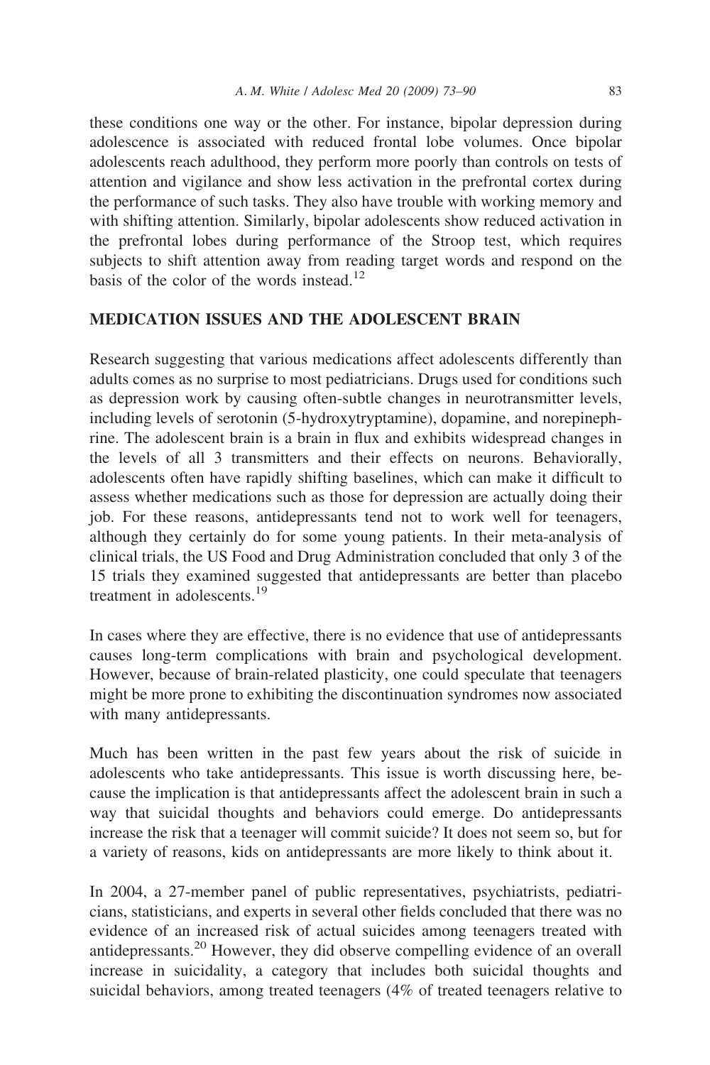these conditions one way or the other. For instance, bipolar depression during adolescence is associated with reduced frontal lobe volumes. Once bipolar adolescents reach adulthood, they perform more poorly than controls on tests of attention and vigilance and show less activation in the prefrontal cortex during the performance of such tasks. They also have trouble with working memory and with shifting attention. Similarly, bipolar adolescents show reduced activation in the prefrontal lobes during performance of the Stroop test, which requires subjects to shift attention away from reading target words and respond on the basis of the color of the words instead.[12]

## MEDICATION ISSUES AND THE ADOLESCENT BRAIN

Research suggesting that various medications affect adolescents differently than adults comes as no surprise to most pediatricians. Drugs used for conditions such as depression work by causing often-subtle changes in neurotransmitter levels, including levels of serotonin (5-hydroxytryptamine), dopamine, and norepinephrine. The adolescent brain is a brain in flux and exhibits widespread changes in the levels of all 3 transmitters and their effects on neurons. Behaviorally, adolescents often have rapidly shifting baselines, which can make it difficult to assess whether medications such as those for depression are actually doing their job. For these reasons, antidepressants tend not to work well for teenagers, although they certainly do for some young patients. In their meta-analysis of clinical trials, the US Food and Drug Administration concluded that only 3 of the 15 trials they examined suggested that antidepressants are better than placebo treatment in adolescents.[19]

In cases where they are effective, there is no evidence that use of antidepressants causes long-term complications with brain and psychological development. However, because of brain-related plasticity, one could speculate that teenagers might be more prone to exhibiting the discontinuation syndromes now associated with many antidepressants.

Much has been written in the past few years about the risk of suicide in adolescents who take antidepressants. This issue is worth discussing here, because the implication is that antidepressants affect the adolescent brain in such a way that suicidal thoughts and behaviors could emerge. Do antidepressants increase the risk that a teenager will commit suicide? It does not seem so, but for a variety of reasons, kids on antidepressants are more likely to think about it.

In 2004, a 27-member panel of public representatives, psychiatrists, pediatricians, statisticians, and experts in several other fields concluded that there was no evidence of an increased risk of actual suicides among teenagers treated with antidepressants.[20] However, they did observe compelling evidence of an overall increase in suicidality, a category that includes both suicidal thoughts and suicidal behaviors, among treated teenagers (4% of treated teenagers relative to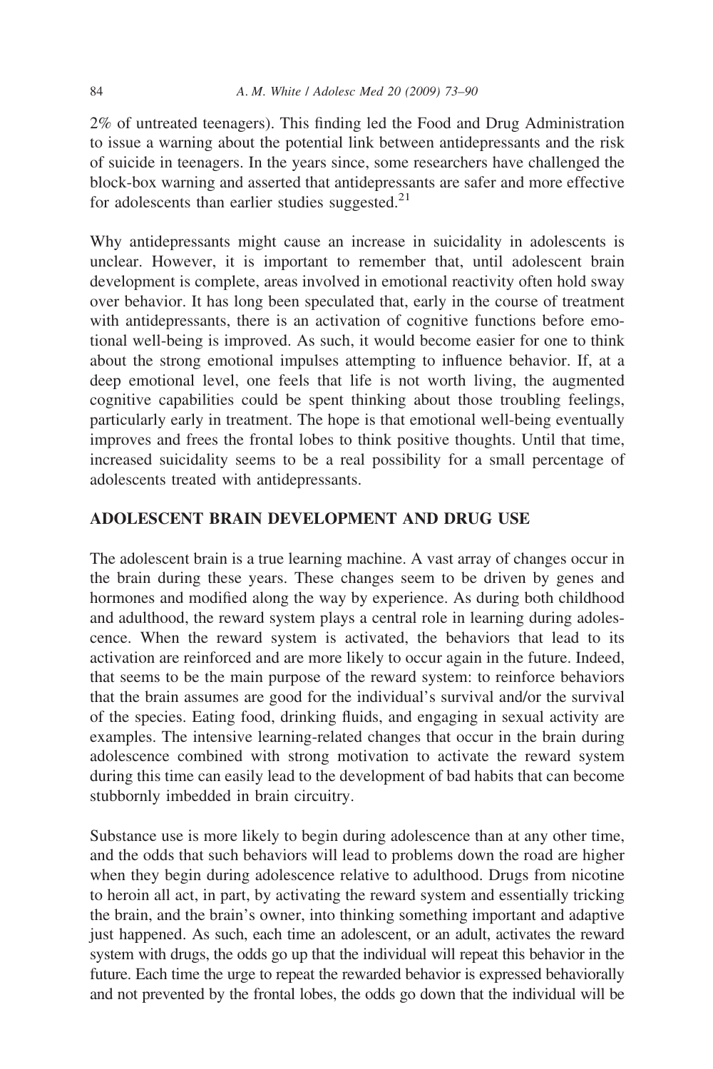2% of untreated teenagers). This finding led the Food and Drug Administration to issue a warning about the potential link between antidepressants and the risk of suicide in teenagers. In the years since, some researchers have challenged the block-box warning and asserted that antidepressants are safer and more effective for adolescents than earlier studies suggested.[21]

Why antidepressants might cause an increase in suicidality in adolescents is unclear. However, it is important to remember that, until adolescent brain development is complete, areas involved in emotional reactivity often hold sway over behavior. It has long been speculated that, early in the course of treatment with antidepressants, there is an activation of cognitive functions before emotional well-being is improved. As such, it would become easier for one to think about the strong emotional impulses attempting to influence behavior. If, at a deep emotional level, one feels that life is not worth living, the augmented cognitive capabilities could be spent thinking about those troubling feelings, particularly early in treatment. The hope is that emotional well-being eventually improves and frees the frontal lobes to think positive thoughts. Until that time, increased suicidality seems to be a real possibility for a small percentage of adolescents treated with antidepressants.

## ADOLESCENT BRAIN DEVELOPMENT AND DRUG USE

The adolescent brain is a true learning machine. A vast array of changes occur in the brain during these years. These changes seem to be driven by genes and hormones and modified along the way by experience. As during both childhood and adulthood, the reward system plays a central role in learning during adolescence. When the reward system is activated, the behaviors that lead to its activation are reinforced and are more likely to occur again in the future. Indeed, that seems to be the main purpose of the reward system: to reinforce behaviors that the brain assumes are good for the individual's survival and/or the survival of the species. Eating food, drinking fluids, and engaging in sexual activity are examples. The intensive learning-related changes that occur in the brain during adolescence combined with strong motivation to activate the reward system during this time can easily lead to the development of bad habits that can become stubbornly imbedded in brain circuitry.

Substance use is more likely to begin during adolescence than at any other time, and the odds that such behaviors will lead to problems down the road are higher when they begin during adolescence relative to adulthood. Drugs from nicotine to heroin all act, in part, by activating the reward system and essentially tricking the brain, and the brain's owner, into thinking something important and adaptive just happened. As such, each time an adolescent, or an adult, activates the reward system with drugs, the odds go up that the individual will repeat this behavior in the future. Each time the urge to repeat the rewarded behavior is expressed behaviorally and not prevented by the frontal lobes, the odds go down that the individual will be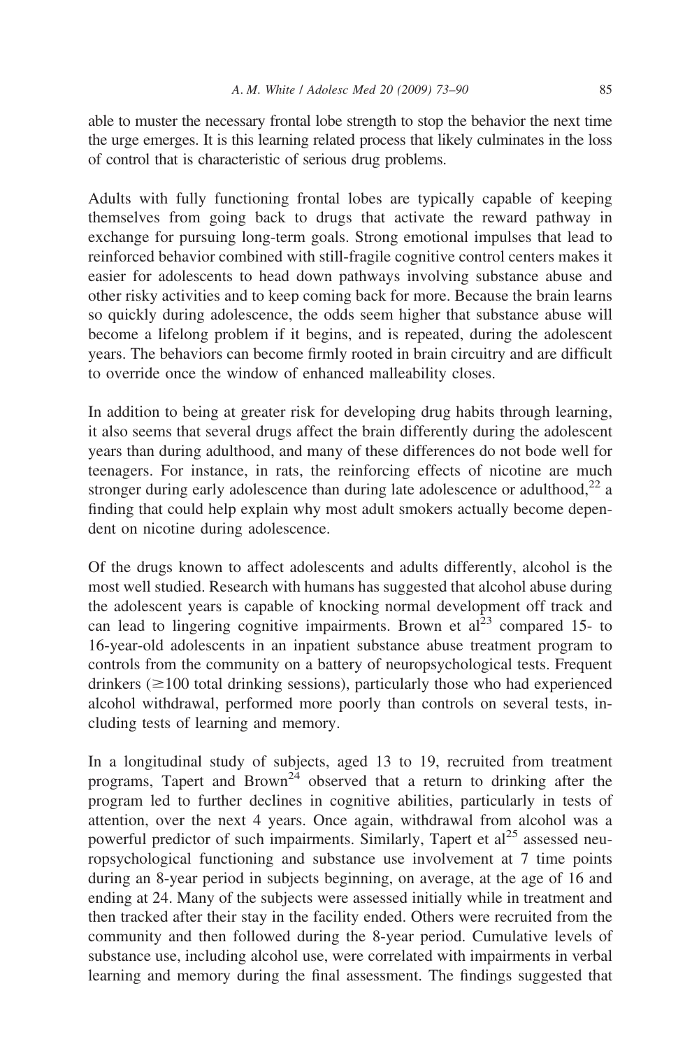able to muster the necessary frontal lobe strength to stop the behavior the next time the urge emerges. It is this learning related process that likely culminates in the loss of control that is characteristic of serious drug problems.

Adults with fully functioning frontal lobes are typically capable of keeping themselves from going back to drugs that activate the reward pathway in exchange for pursuing long-term goals. Strong emotional impulses that lead to reinforced behavior combined with still-fragile cognitive control centers makes it easier for adolescents to head down pathways involving substance abuse and other risky activities and to keep coming back for more. Because the brain learns so quickly during adolescence, the odds seem higher that substance abuse will become a lifelong problem if it begins, and is repeated, during the adolescent years. The behaviors can become firmly rooted in brain circuitry and are difficult to override once the window of enhanced malleability closes.

In addition to being at greater risk for developing drug habits through learning, it also seems that several drugs affect the brain differently during the adolescent years than during adulthood, and many of these differences do not bode well for teenagers. For instance, in rats, the reinforcing effects of nicotine are much stronger during early adolescence than during late adolescence or adulthood,[22] a finding that could help explain why most adult smokers actually become dependent on nicotine during adolescence.

Of the drugs known to affect adolescents and adults differently, alcohol is the most well studied. Research with humans has suggested that alcohol abuse during the adolescent years is capable of knocking normal development off track and can lead to lingering cognitive impairments. Brown et al[23] compared 15- to 16-year-old adolescents in an inpatient substance abuse treatment program to controls from the community on a battery of neuropsychological tests. Frequent drinkers ($\geq$100 total drinking sessions), particularly those who had experienced alcohol withdrawal, performed more poorly than controls on several tests, including tests of learning and memory.

In a longitudinal study of subjects, aged 13 to 19, recruited from treatment programs, Tapert and Brown[24] observed that a return to drinking after the program led to further declines in cognitive abilities, particularly in tests of attention, over the next 4 years. Once again, withdrawal from alcohol was a powerful predictor of such impairments. Similarly, Tapert et al[25] assessed neuropsychological functioning and substance use involvement at 7 time points during an 8-year period in subjects beginning, on average, at the age of 16 and ending at 24. Many of the subjects were assessed initially while in treatment and then tracked after their stay in the facility ended. Others were recruited from the community and then followed during the 8-year period. Cumulative levels of substance use, including alcohol use, were correlated with impairments in verbal learning and memory during the final assessment. The findings suggested that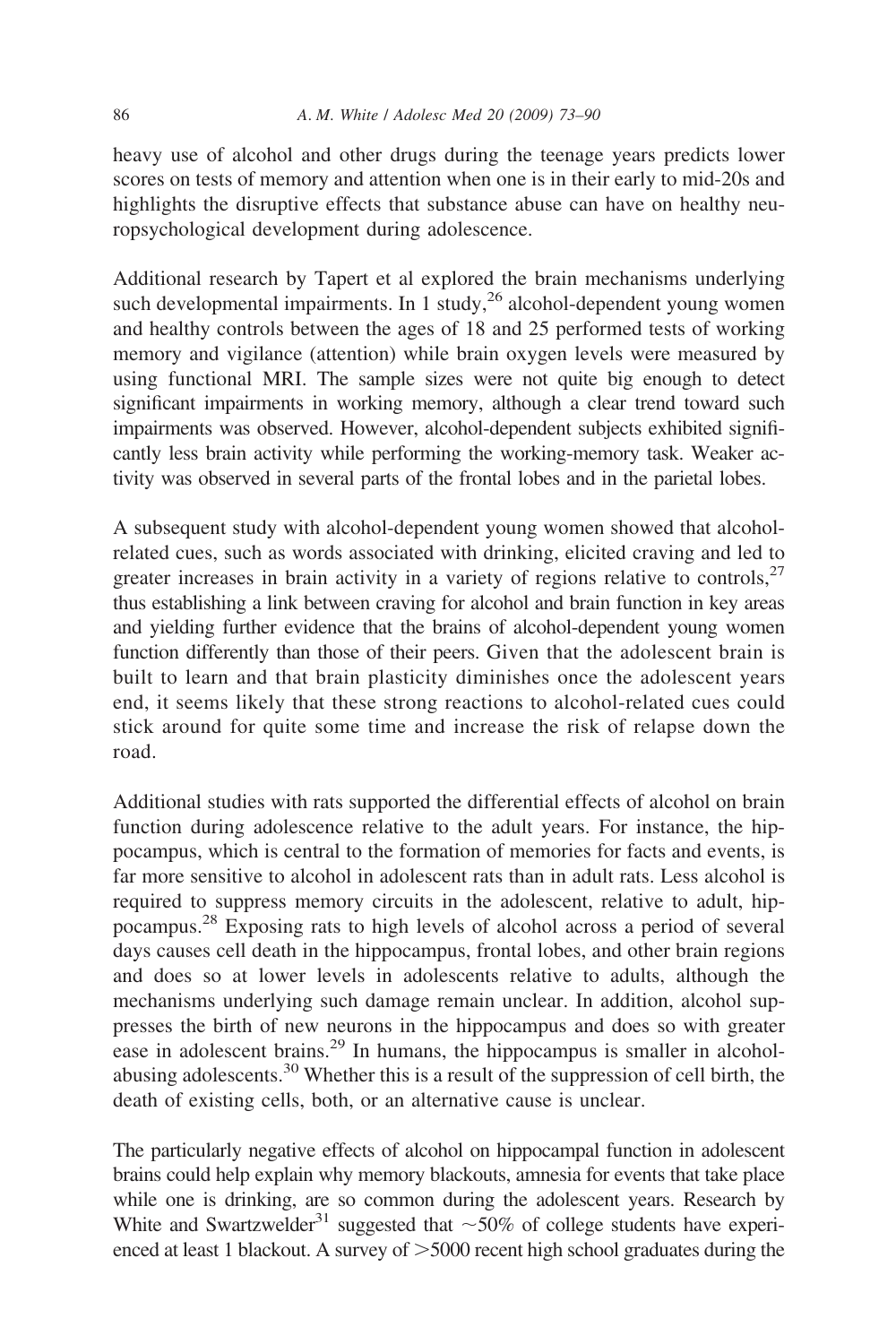heavy use of alcohol and other drugs during the teenage years predicts lower scores on tests of memory and attention when one is in their early to mid-20s and highlights the disruptive effects that substance abuse can have on healthy neuropsychological development during adolescence.

Additional research by Tapert et al explored the brain mechanisms underlying such developmental impairments. In 1 study,[26] alcohol-dependent young women and healthy controls between the ages of 18 and 25 performed tests of working memory and vigilance (attention) while brain oxygen levels were measured by using functional MRI. The sample sizes were not quite big enough to detect significant impairments in working memory, although a clear trend toward such impairments was observed. However, alcohol-dependent subjects exhibited significantly less brain activity while performing the working-memory task. Weaker activity was observed in several parts of the frontal lobes and in the parietal lobes.

A subsequent study with alcohol-dependent young women showed that alcohol-related cues, such as words associated with drinking, elicited craving and led to greater increases in brain activity in a variety of regions relative to controls,[27] thus establishing a link between craving for alcohol and brain function in key areas and yielding further evidence that the brains of alcohol-dependent young women function differently than those of their peers. Given that the adolescent brain is built to learn and that brain plasticity diminishes once the adolescent years end, it seems likely that these strong reactions to alcohol-related cues could stick around for quite some time and increase the risk of relapse down the road.

Additional studies with rats supported the differential effects of alcohol on brain function during adolescence relative to the adult years. For instance, the hippocampus, which is central to the formation of memories for facts and events, is far more sensitive to alcohol in adolescent rats than in adult rats. Less alcohol is required to suppress memory circuits in the adolescent, relative to adult, hippocampus.[28] Exposing rats to high levels of alcohol across a period of several days causes cell death in the hippocampus, frontal lobes, and other brain regions and does so at lower levels in adolescents relative to adults, although the mechanisms underlying such damage remain unclear. In addition, alcohol suppresses the birth of new neurons in the hippocampus and does so with greater ease in adolescent brains.[29] In humans, the hippocampus is smaller in alcohol-abusing adolescents.[30] Whether this is a result of the suppression of cell birth, the death of existing cells, both, or an alternative cause is unclear.

The particularly negative effects of alcohol on hippocampal function in adolescent brains could help explain why memory blackouts, amnesia for events that take place while one is drinking, are so common during the adolescent years. Research by White and Swartzwelder[31] suggested that ~50% of college students have experienced at least 1 blackout. A survey of >5000 recent high school graduates during the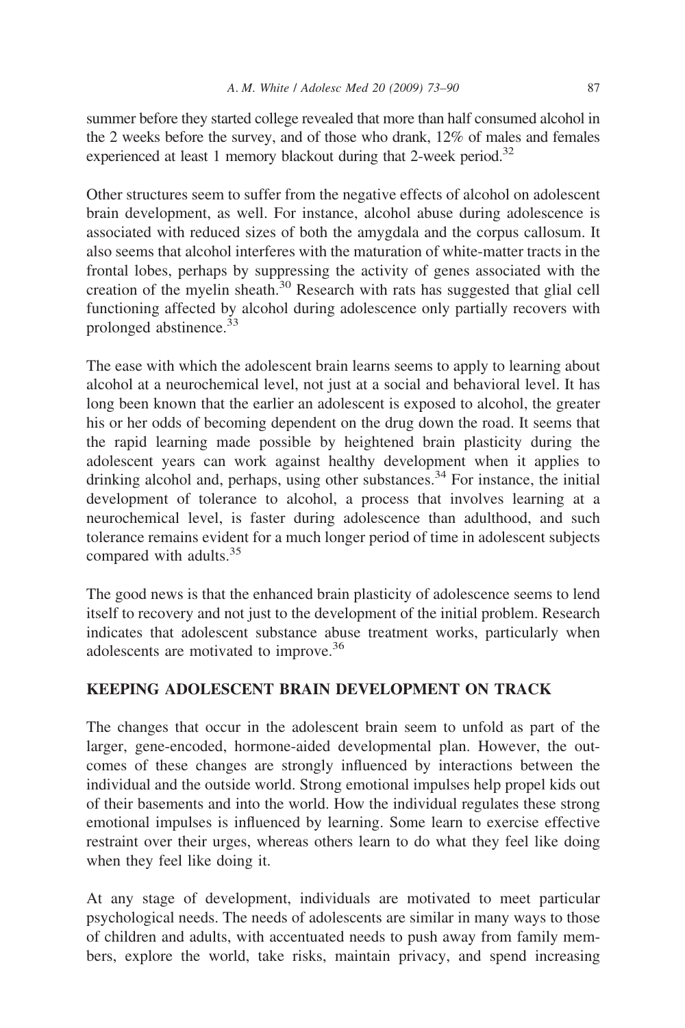summer before they started college revealed that more than half consumed alcohol in the 2 weeks before the survey, and of those who drank, 12% of males and females experienced at least 1 memory blackout during that 2-week period.[32]

Other structures seem to suffer from the negative effects of alcohol on adolescent brain development, as well. For instance, alcohol abuse during adolescence is associated with reduced sizes of both the amygdala and the corpus callosum. It also seems that alcohol interferes with the maturation of white-matter tracts in the frontal lobes, perhaps by suppressing the activity of genes associated with the creation of the myelin sheath.[30] Research with rats has suggested that glial cell functioning affected by alcohol during adolescence only partially recovers with prolonged abstinence.[33]

The ease with which the adolescent brain learns seems to apply to learning about alcohol at a neurochemical level, not just at a social and behavioral level. It has long been known that the earlier an adolescent is exposed to alcohol, the greater his or her odds of becoming dependent on the drug down the road. It seems that the rapid learning made possible by heightened brain plasticity during the adolescent years can work against healthy development when it applies to drinking alcohol and, perhaps, using other substances.[34] For instance, the initial development of tolerance to alcohol, a process that involves learning at a neurochemical level, is faster during adolescence than adulthood, and such tolerance remains evident for a much longer period of time in adolescent subjects compared with adults.[35]

The good news is that the enhanced brain plasticity of adolescence seems to lend itself to recovery and not just to the development of the initial problem. Research indicates that adolescent substance abuse treatment works, particularly when adolescents are motivated to improve.[36]

## KEEPING ADOLESCENT BRAIN DEVELOPMENT ON TRACK

The changes that occur in the adolescent brain seem to unfold as part of the larger, gene-encoded, hormone-aided developmental plan. However, the outcomes of these changes are strongly influenced by interactions between the individual and the outside world. Strong emotional impulses help propel kids out of their basements and into the world. How the individual regulates these strong emotional impulses is influenced by learning. Some learn to exercise effective restraint over their urges, whereas others learn to do what they feel like doing when they feel like doing it.

At any stage of development, individuals are motivated to meet particular psychological needs. The needs of adolescents are similar in many ways to those of children and adults, with accentuated needs to push away from family members, explore the world, take risks, maintain privacy, and spend increasing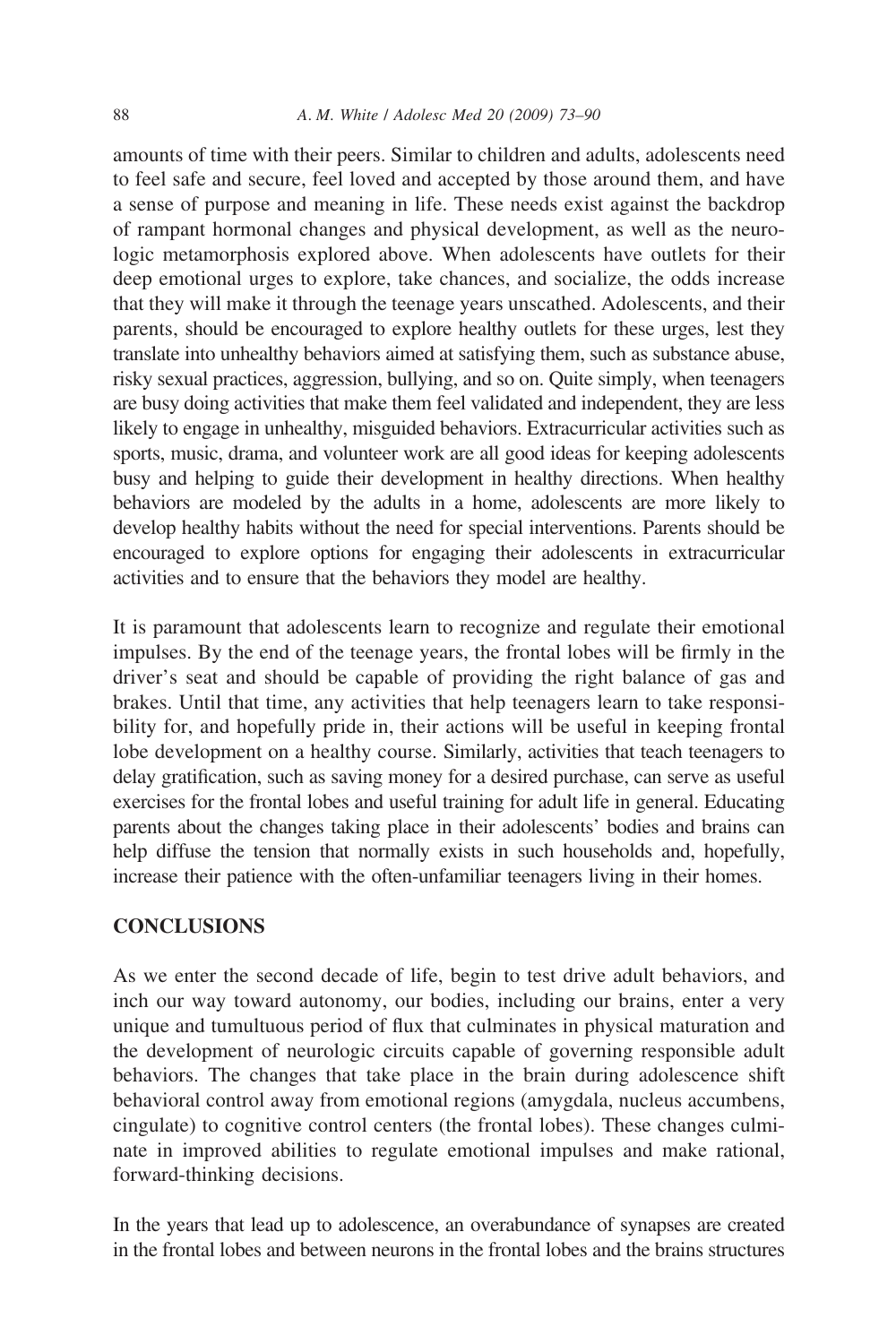amounts of time with their peers. Similar to children and adults, adolescents need to feel safe and secure, feel loved and accepted by those around them, and have a sense of purpose and meaning in life. These needs exist against the backdrop of rampant hormonal changes and physical development, as well as the neurologic metamorphosis explored above. When adolescents have outlets for their deep emotional urges to explore, take chances, and socialize, the odds increase that they will make it through the teenage years unscathed. Adolescents, and their parents, should be encouraged to explore healthy outlets for these urges, lest they translate into unhealthy behaviors aimed at satisfying them, such as substance abuse, risky sexual practices, aggression, bullying, and so on. Quite simply, when teenagers are busy doing activities that make them feel validated and independent, they are less likely to engage in unhealthy, misguided behaviors. Extracurricular activities such as sports, music, drama, and volunteer work are all good ideas for keeping adolescents busy and helping to guide their development in healthy directions. When healthy behaviors are modeled by the adults in a home, adolescents are more likely to develop healthy habits without the need for special interventions. Parents should be encouraged to explore options for engaging their adolescents in extracurricular activities and to ensure that the behaviors they model are healthy.

It is paramount that adolescents learn to recognize and regulate their emotional impulses. By the end of the teenage years, the frontal lobes will be firmly in the driver's seat and should be capable of providing the right balance of gas and brakes. Until that time, any activities that help teenagers learn to take responsibility for, and hopefully pride in, their actions will be useful in keeping frontal lobe development on a healthy course. Similarly, activities that teach teenagers to delay gratification, such as saving money for a desired purchase, can serve as useful exercises for the frontal lobes and useful training for adult life in general. Educating parents about the changes taking place in their adolescents' bodies and brains can help diffuse the tension that normally exists in such households and, hopefully, increase their patience with the often-unfamiliar teenagers living in their homes.

## CONCLUSIONS

As we enter the second decade of life, begin to test drive adult behaviors, and inch our way toward autonomy, our bodies, including our brains, enter a very unique and tumultuous period of flux that culminates in physical maturation and the development of neurologic circuits capable of governing responsible adult behaviors. The changes that take place in the brain during adolescence shift behavioral control away from emotional regions (amygdala, nucleus accumbens, cingulate) to cognitive control centers (the frontal lobes). These changes culminate in improved abilities to regulate emotional impulses and make rational, forward-thinking decisions.

In the years that lead up to adolescence, an overabundance of synapses are created in the frontal lobes and between neurons in the frontal lobes and the brains structures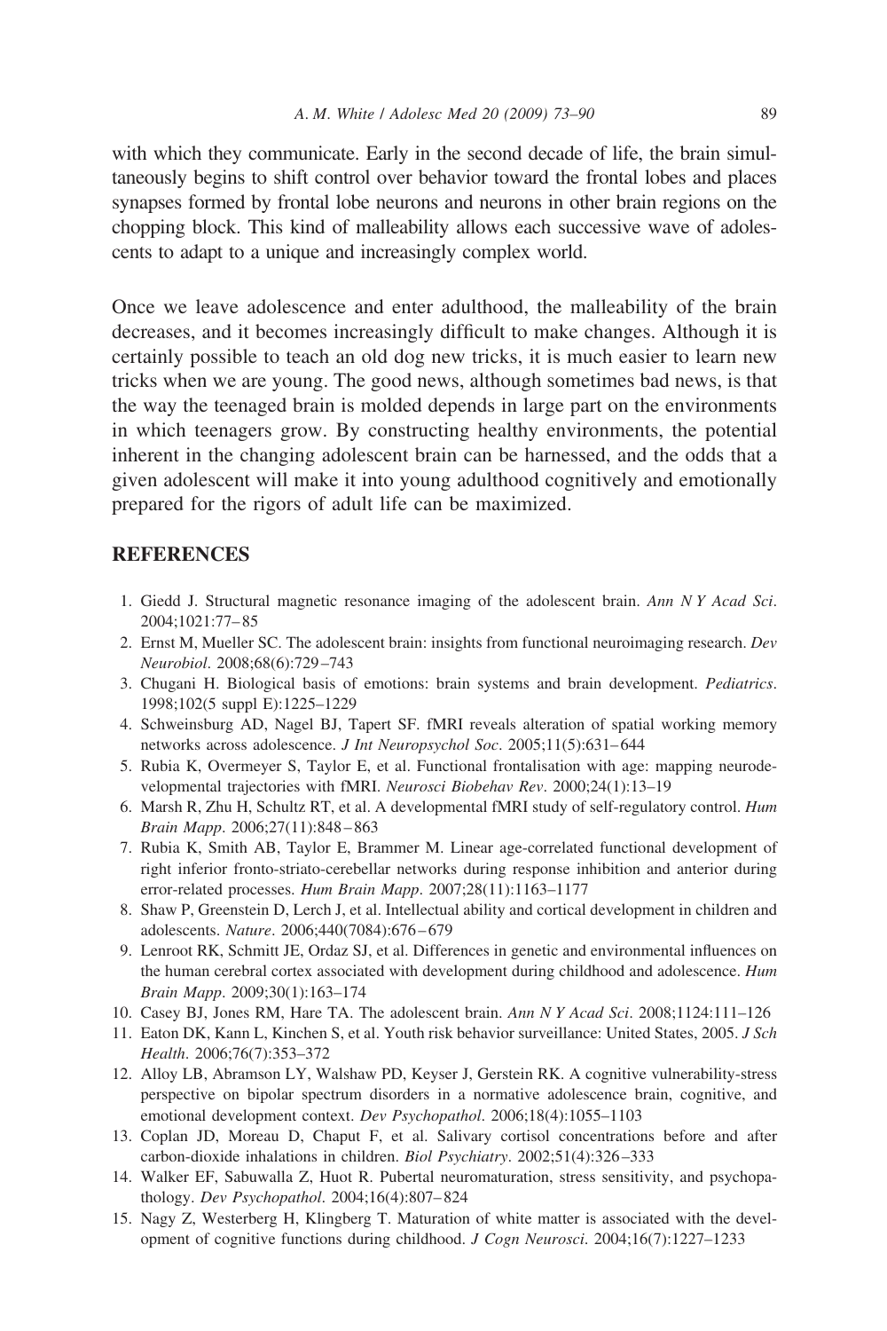with which they communicate. Early in the second decade of life, the brain simultaneously begins to shift control over behavior toward the frontal lobes and places synapses formed by frontal lobe neurons and neurons in other brain regions on the chopping block. This kind of malleability allows each successive wave of adolescents to adapt to a unique and increasingly complex world.

Once we leave adolescence and enter adulthood, the malleability of the brain decreases, and it becomes increasingly difficult to make changes. Although it is certainly possible to teach an old dog new tricks, it is much easier to learn new tricks when we are young. The good news, although sometimes bad news, is that the way the teenaged brain is molded depends in large part on the environments in which teenagers grow. By constructing healthy environments, the potential inherent in the changing adolescent brain can be harnessed, and the odds that a given adolescent will make it into young adulthood cognitively and emotionally prepared for the rigors of adult life can be maximized.

## REFERENCES

1. Giedd J. Structural magnetic resonance imaging of the adolescent brain. *Ann N Y Acad Sci*. 2004;1021:77–85
2. Ernst M, Mueller SC. The adolescent brain: insights from functional neuroimaging research. *Dev Neurobiol*. 2008;68(6):729–743
3. Chugani H. Biological basis of emotions: brain systems and brain development. *Pediatrics*. 1998;102(5 suppl E):1225–1229
4. Schweinsburg AD, Nagel BJ, Tapert SF. fMRI reveals alteration of spatial working memory networks across adolescence. *J Int Neuropsychol Soc*. 2005;11(5):631–644
5. Rubia K, Overmeyer S, Taylor E, et al. Functional frontalisation with age: mapping neurodevelopmental trajectories with fMRI. *Neurosci Biobehav Rev*. 2000;24(1):13–19
6. Marsh R, Zhu H, Schultz RT, et al. A developmental fMRI study of self-regulatory control. *Hum Brain Mapp*. 2006;27(11):848–863
7. Rubia K, Smith AB, Taylor E, Brammer M. Linear age-correlated functional development of right inferior fronto-striato-cerebellar networks during response inhibition and anterior during error-related processes. *Hum Brain Mapp*. 2007;28(11):1163–1177
8. Shaw P, Greenstein D, Lerch J, et al. Intellectual ability and cortical development in children and adolescents. *Nature*. 2006;440(7084):676–679
9. Lenroot RK, Schmitt JE, Ordaz SJ, et al. Differences in genetic and environmental influences on the human cerebral cortex associated with development during childhood and adolescence. *Hum Brain Mapp*. 2009;30(1):163–174
10. Casey BJ, Jones RM, Hare TA. The adolescent brain. *Ann N Y Acad Sci*. 2008;1124:111–126
11. Eaton DK, Kann L, Kinchen S, et al. Youth risk behavior surveillance: United States, 2005. *J Sch Health*. 2006;76(7):353–372
12. Alloy LB, Abramson LY, Walshaw PD, Keyser J, Gerstein RK. A cognitive vulnerability-stress perspective on bipolar spectrum disorders in a normative adolescence brain, cognitive, and emotional development context. *Dev Psychopathol*. 2006;18(4):1055–1103
13. Coplan JD, Moreau D, Chaput F, et al. Salivary cortisol concentrations before and after carbon-dioxide inhalations in children. *Biol Psychiatry*. 2002;51(4):326–333
14. Walker EF, Sabuwalla Z, Huot R. Pubertal neuromaturation, stress sensitivity, and psychopathology. *Dev Psychopathol*. 2004;16(4):807–824
15. Nagy Z, Westerberg H, Klingberg T. Maturation of white matter is associated with the development of cognitive functions during childhood. *J Cogn Neurosci*. 2004;16(7):1227–1233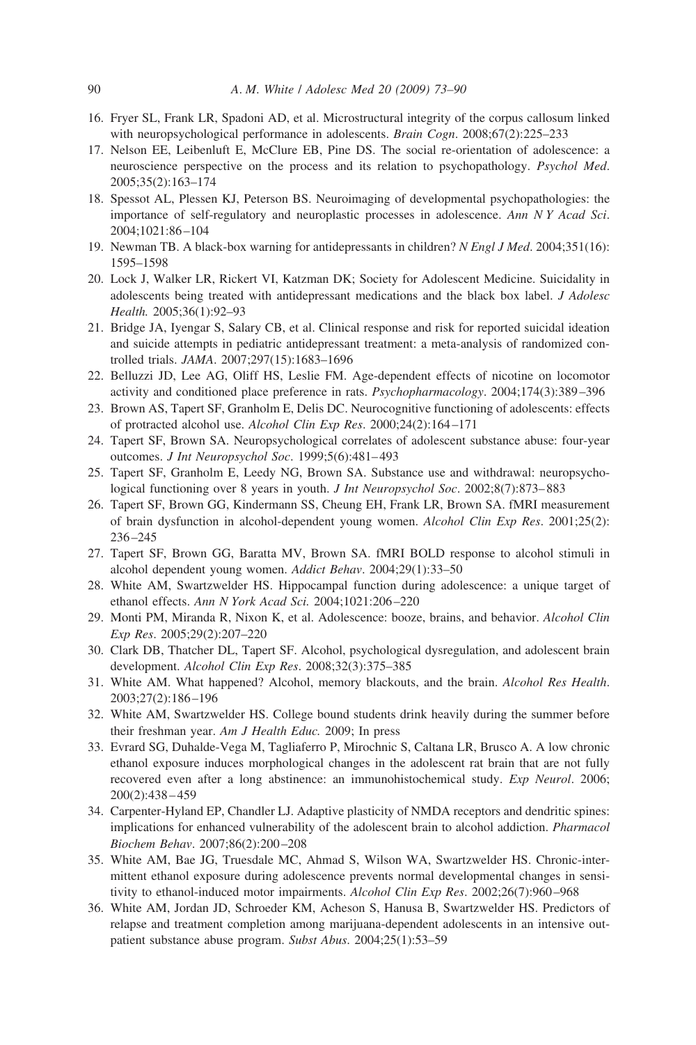16. Fryer SL, Frank LR, Spadoni AD, et al. Microstructural integrity of the corpus callosum linked with neuropsychological performance in adolescents. *Brain Cogn*. 2008;67(2):225–233
17. Nelson EE, Leibenluft E, McClure EB, Pine DS. The social re-orientation of adolescence: a neuroscience perspective on the process and its relation to psychopathology. *Psychol Med*. 2005;35(2):163–174
18. Spessot AL, Plessen KJ, Peterson BS. Neuroimaging of developmental psychopathologies: the importance of self-regulatory and neuroplastic processes in adolescence. *Ann N Y Acad Sci*. 2004;1021:86–104
19. Newman TB. A black-box warning for antidepressants in children? *N Engl J Med*. 2004;351(16): 1595–1598
20. Lock J, Walker LR, Rickert VI, Katzman DK; Society for Adolescent Medicine. Suicidality in adolescents being treated with antidepressant medications and the black box label. *J Adolesc Health.* 2005;36(1):92–93
21. Bridge JA, Iyengar S, Salary CB, et al. Clinical response and risk for reported suicidal ideation and suicide attempts in pediatric antidepressant treatment: a meta-analysis of randomized controlled trials. *JAMA*. 2007;297(15):1683–1696
22. Belluzzi JD, Lee AG, Oliff HS, Leslie FM. Age-dependent effects of nicotine on locomotor activity and conditioned place preference in rats. *Psychopharmacology*. 2004;174(3):389–396
23. Brown AS, Tapert SF, Granholm E, Delis DC. Neurocognitive functioning of adolescents: effects of protracted alcohol use. *Alcohol Clin Exp Res*. 2000;24(2):164–171
24. Tapert SF, Brown SA. Neuropsychological correlates of adolescent substance abuse: four-year outcomes. *J Int Neuropsychol Soc*. 1999;5(6):481–493
25. Tapert SF, Granholm E, Leedy NG, Brown SA. Substance use and withdrawal: neuropsychological functioning over 8 years in youth. *J Int Neuropsychol Soc*. 2002;8(7):873–883
26. Tapert SF, Brown GG, Kindermann SS, Cheung EH, Frank LR, Brown SA. fMRI measurement of brain dysfunction in alcohol-dependent young women. *Alcohol Clin Exp Res*. 2001;25(2): 236–245
27. Tapert SF, Brown GG, Baratta MV, Brown SA. fMRI BOLD response to alcohol stimuli in alcohol dependent young women. *Addict Behav*. 2004;29(1):33–50
28. White AM, Swartzwelder HS. Hippocampal function during adolescence: a unique target of ethanol effects. *Ann N York Acad Sci.* 2004;1021:206–220
29. Monti PM, Miranda R, Nixon K, et al. Adolescence: booze, brains, and behavior. *Alcohol Clin Exp Res*. 2005;29(2):207–220
30. Clark DB, Thatcher DL, Tapert SF. Alcohol, psychological dysregulation, and adolescent brain development. *Alcohol Clin Exp Res*. 2008;32(3):375–385
31. White AM. What happened? Alcohol, memory blackouts, and the brain. *Alcohol Res Health*. 2003;27(2):186–196
32. White AM, Swartzwelder HS. College bound students drink heavily during the summer before their freshman year. *Am J Health Educ.* 2009; In press
33. Evrard SG, Duhalde-Vega M, Tagliaferro P, Mirochnic S, Caltana LR, Brusco A. A low chronic ethanol exposure induces morphological changes in the adolescent rat brain that are not fully recovered even after a long abstinence: an immunohistochemical study. *Exp Neurol*. 2006; 200(2):438–459
34. Carpenter-Hyland EP, Chandler LJ. Adaptive plasticity of NMDA receptors and dendritic spines: implications for enhanced vulnerability of the adolescent brain to alcohol addiction. *Pharmacol Biochem Behav*. 2007;86(2):200–208
35. White AM, Bae JG, Truesdale MC, Ahmad S, Wilson WA, Swartzwelder HS. Chronic-intermittent ethanol exposure during adolescence prevents normal developmental changes in sensitivity to ethanol-induced motor impairments. *Alcohol Clin Exp Res*. 2002;26(7):960–968
36. White AM, Jordan JD, Schroeder KM, Acheson S, Hanusa B, Swartzwelder HS. Predictors of relapse and treatment completion among marijuana-dependent adolescents in an intensive outpatient substance abuse program. *Subst Abus*. 2004;25(1):53–59